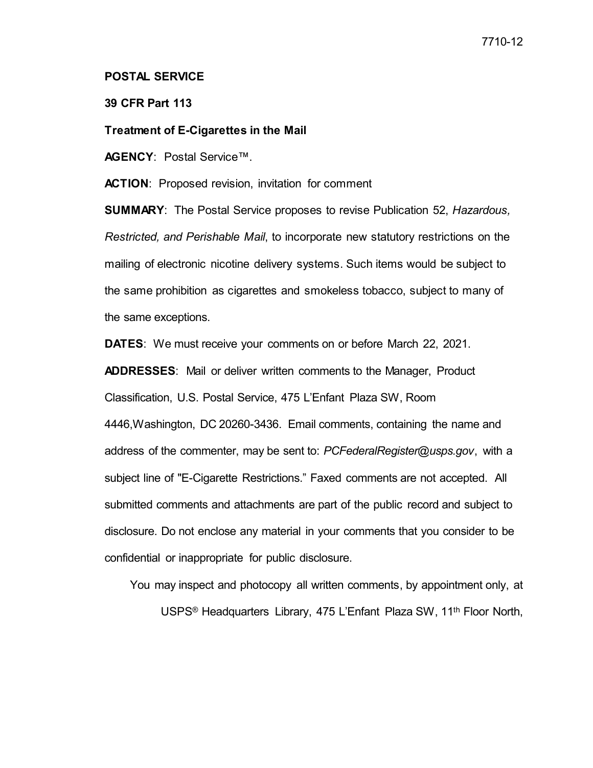7710-12

**POSTAL SERVICE**

**39 CFR Part 113**

**Treatment of E-Cigarettes in the Mail**

**AGENCY**: Postal Service™.

**ACTION**: Proposed revision, invitation for comment

**SUMMARY**: The Postal Service proposes to revise Publication 52, *Hazardous, Restricted, and Perishable Mail*, to incorporate new statutory restrictions on the mailing of electronic nicotine delivery systems. Such items would be subject to the same prohibition as cigarettes and smokeless tobacco, subject to many of the same exceptions.

**DATES**: We must receive your comments on or before March 22, 2021.

**ADDRESSES**: Mail or deliver written comments to the Manager, Product Classification, U.S. Postal Service, 475 L'Enfant Plaza SW, Room 4446,Washington, DC 20260-3436. Email comments, containing the name and address of the commenter, may be sent to: *PCFederalRegister@usps.gov*, with a subject line of "E-Cigarette Restrictions." Faxed comments are not accepted. All submitted comments and attachments are part of the public record and subject to disclosure. Do not enclose any material in your comments that you consider to be confidential or inappropriate for public disclosure.

You may inspect and photocopy all written comments, by appointment only, at USPS® Headquarters Library, 475 L'Enfant Plaza SW, 11th Floor North,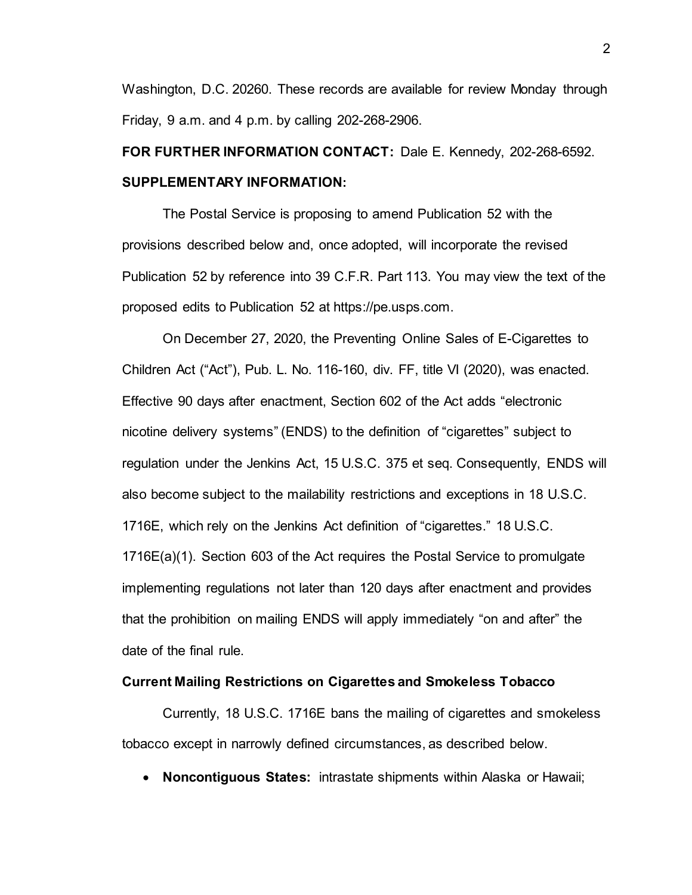Washington, D.C. 20260. These records are available for review Monday through Friday, 9 a.m. and 4 p.m. by calling 202-268-2906.

**FOR FURTHER INFORMATION CONTACT:** Dale E. Kennedy, 202-268-6592.

**SUPPLEMENTARY INFORMATION:**

The Postal Service is proposing to amend Publication 52 with the provisions described below and, once adopted, will incorporate the revised Publication 52 by reference into 39 C.F.R. Part 113. You may view the text of the proposed edits to Publication 52 at https://pe.usps.com.

On December 27, 2020, the Preventing Online Sales of E-Cigarettes to Children Act ("Act"), Pub. L. No. 116-160, div. FF, title VI (2020), was enacted. Effective 90 days after enactment, Section 602 of the Act adds "electronic nicotine delivery systems" (ENDS) to the definition of "cigarettes" subject to regulation under the Jenkins Act, 15 U.S.C. 375 et seq. Consequently, ENDS will also become subject to the mailability restrictions and exceptions in 18 U.S.C. 1716E, which rely on the Jenkins Act definition of "cigarettes." 18 U.S.C. 1716E(a)(1). Section 603 of the Act requires the Postal Service to promulgate implementing regulations not later than 120 days after enactment and provides that the prohibition on mailing ENDS will apply immediately "on and after" the date of the final rule.

**Current Mailing Restrictions on Cigarettes and Smokeless Tobacco**

Currently, 18 U.S.C. 1716E bans the mailing of cigarettes and smokeless tobacco except in narrowly defined circumstances, as described below.

- **Noncontiguous States:** intrastate shipments within Alaska or Hawaii;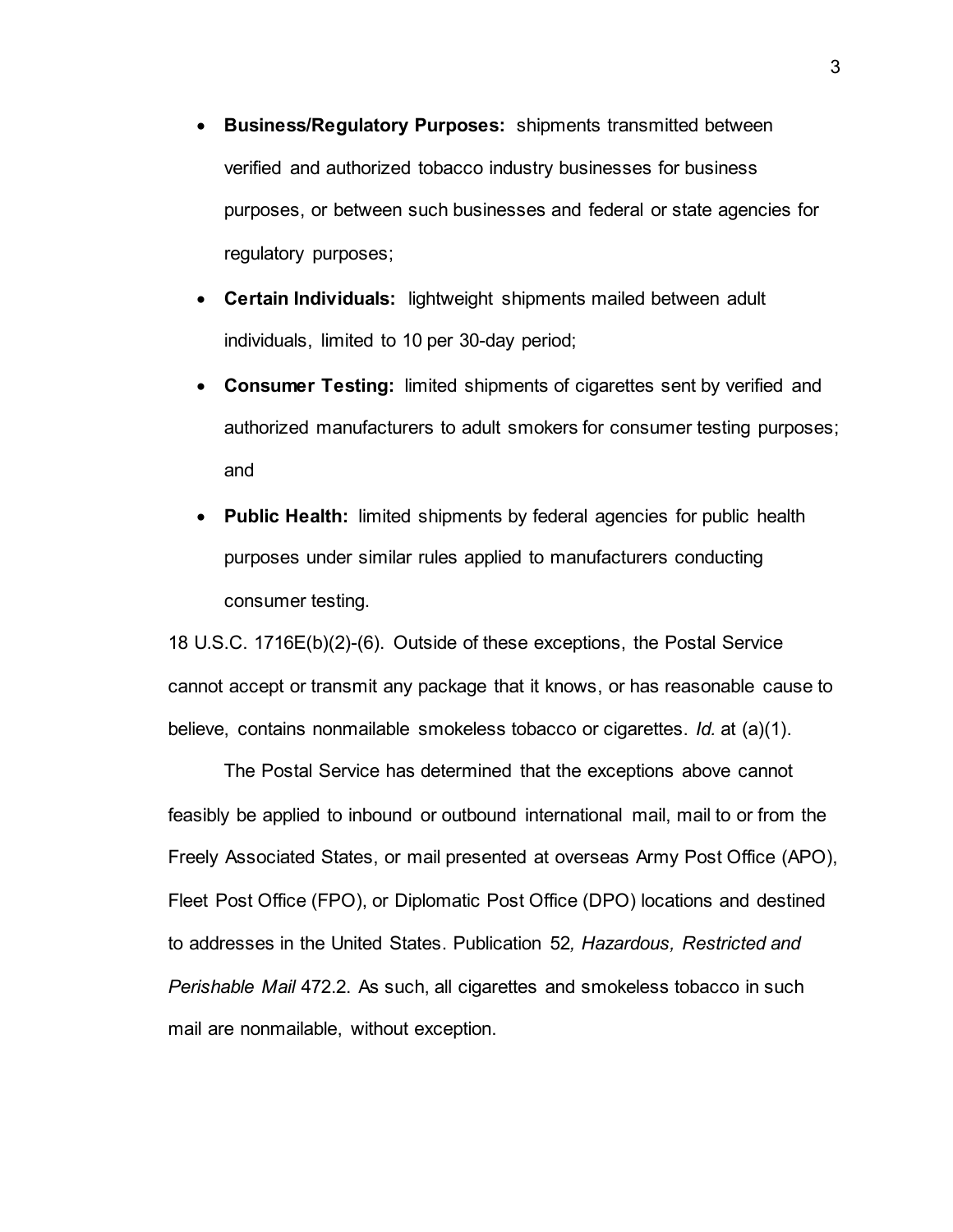- **Business/Regulatory Purposes:** shipments transmitted between verified and authorized tobacco industry businesses for business purposes, or between such businesses and federal or state agencies for regulatory purposes;
- **Certain Individuals:** lightweight shipments mailed between adult individuals, limited to 10 per 30-day period;
- **Consumer Testing:** limited shipments of cigarettes sent by verified and authorized manufacturers to adult smokers for consumer testing purposes; and
- **Public Health:** limited shipments by federal agencies for public health purposes under similar rules applied to manufacturers conducting consumer testing.

18 U.S.C. 1716E(b)(2)-(6). Outside of these exceptions, the Postal Service cannot accept or transmit any package that it knows, or has reasonable cause to believe, contains nonmailable smokeless tobacco or cigarettes. *Id.* at (a)(1).

The Postal Service has determined that the exceptions above cannot feasibly be applied to inbound or outbound international mail, mail to or from the Freely Associated States, or mail presented at overseas Army Post Office (APO), Fleet Post Office (FPO), or Diplomatic Post Office (DPO) locations and destined to addresses in the United States. Publication 52*, Hazardous, Restricted and Perishable Mail* 472.2. As such, all cigarettes and smokeless tobacco in such mail are nonmailable, without exception.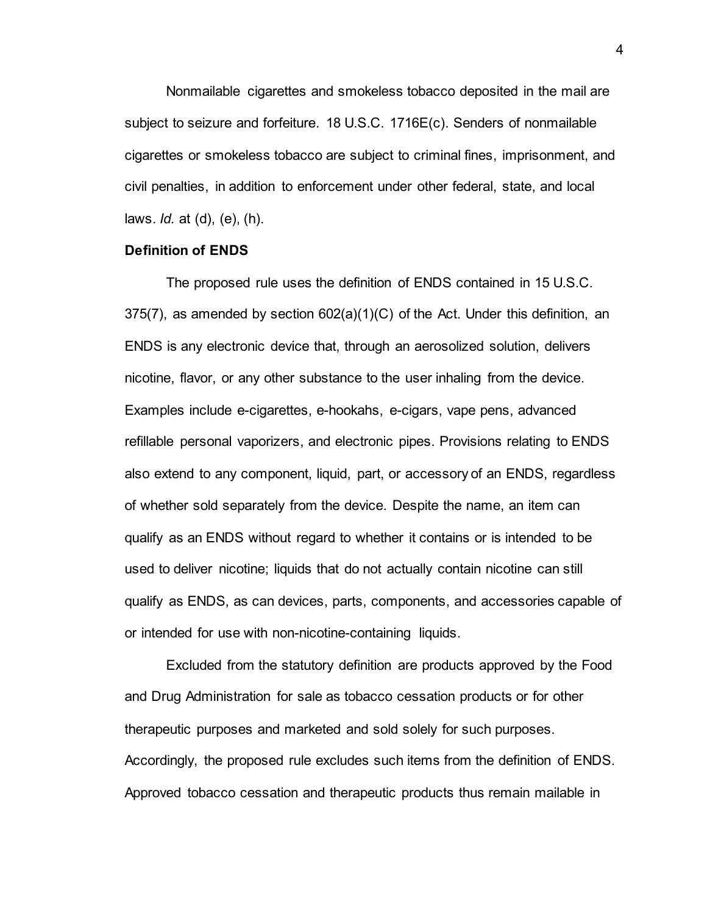Nonmailable cigarettes and smokeless tobacco deposited in the mail are subject to seizure and forfeiture. 18 U.S.C. 1716E(c). Senders of nonmailable cigarettes or smokeless tobacco are subject to criminal fines, imprisonment, and civil penalties, in addition to enforcement under other federal, state, and local laws. *Id.* at (d), (e), (h).

**Definition of ENDS**

The proposed rule uses the definition of ENDS contained in 15 U.S.C. 375(7), as amended by section 602(a)(1)(C) of the Act. Under this definition, an ENDS is any electronic device that, through an aerosolized solution, delivers nicotine, flavor, or any other substance to the user inhaling from the device. Examples include e-cigarettes, e-hookahs, e-cigars, vape pens, advanced refillable personal vaporizers, and electronic pipes. Provisions relating to ENDS also extend to any component, liquid, part, or accessory of an ENDS, regardless of whether sold separately from the device. Despite the name, an item can qualify as an ENDS without regard to whether it contains or is intended to be used to deliver nicotine; liquids that do not actually contain nicotine can still qualify as ENDS, as can devices, parts, components, and accessories capable of or intended for use with non-nicotine-containing liquids.

Excluded from the statutory definition are products approved by the Food and Drug Administration for sale as tobacco cessation products or for other therapeutic purposes and marketed and sold solely for such purposes. Accordingly, the proposed rule excludes such items from the definition of ENDS. Approved tobacco cessation and therapeutic products thus remain mailable in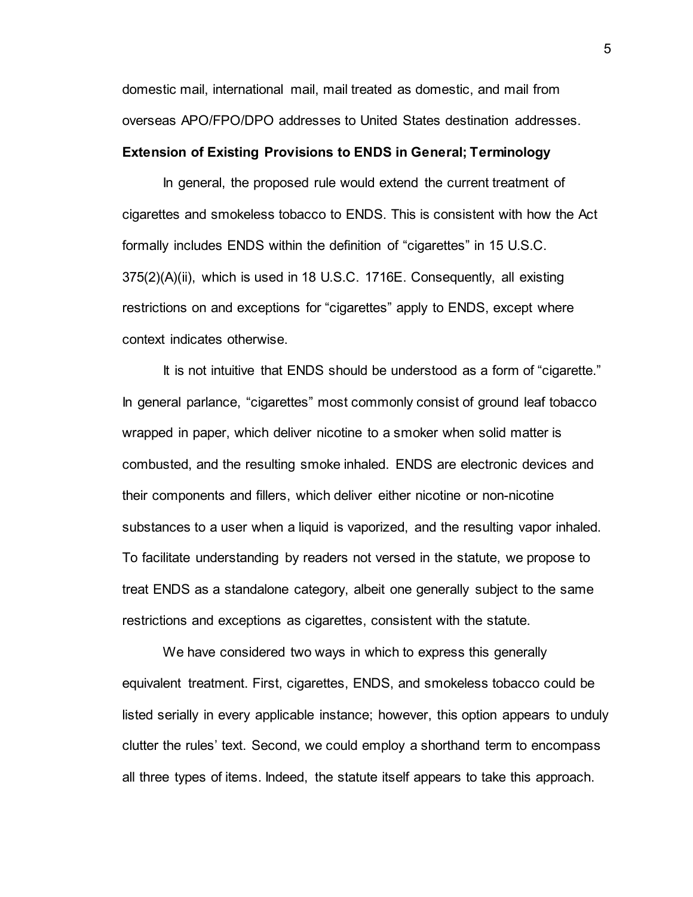domestic mail, international mail, mail treated as domestic, and mail from overseas APO/FPO/DPO addresses to United States destination addresses.

**Extension of Existing Provisions to ENDS in General; Terminology**

In general, the proposed rule would extend the current treatment of cigarettes and smokeless tobacco to ENDS. This is consistent with how the Act formally includes ENDS within the definition of “cigarettes” in 15 U.S.C. 375(2)(A)(ii), which is used in 18 U.S.C. 1716E. Consequently, all existing restrictions on and exceptions for “cigarettes” apply to ENDS, except where context indicates otherwise.

It is not intuitive that ENDS should be understood as a form of “cigarette.” In general parlance, “cigarettes” most commonly consist of ground leaf tobacco wrapped in paper, which deliver nicotine to a smoker when solid matter is combusted, and the resulting smoke inhaled. ENDS are electronic devices and their components and fillers, which deliver either nicotine or non-nicotine substances to a user when a liquid is vaporized, and the resulting vapor inhaled. To facilitate understanding by readers not versed in the statute, we propose to treat ENDS as a standalone category, albeit one generally subject to the same restrictions and exceptions as cigarettes, consistent with the statute.

We have considered two ways in which to express this generally equivalent treatment. First, cigarettes, ENDS, and smokeless tobacco could be listed serially in every applicable instance; however, this option appears to unduly clutter the rules’ text. Second, we could employ a shorthand term to encompass all three types of items. Indeed, the statute itself appears to take this approach.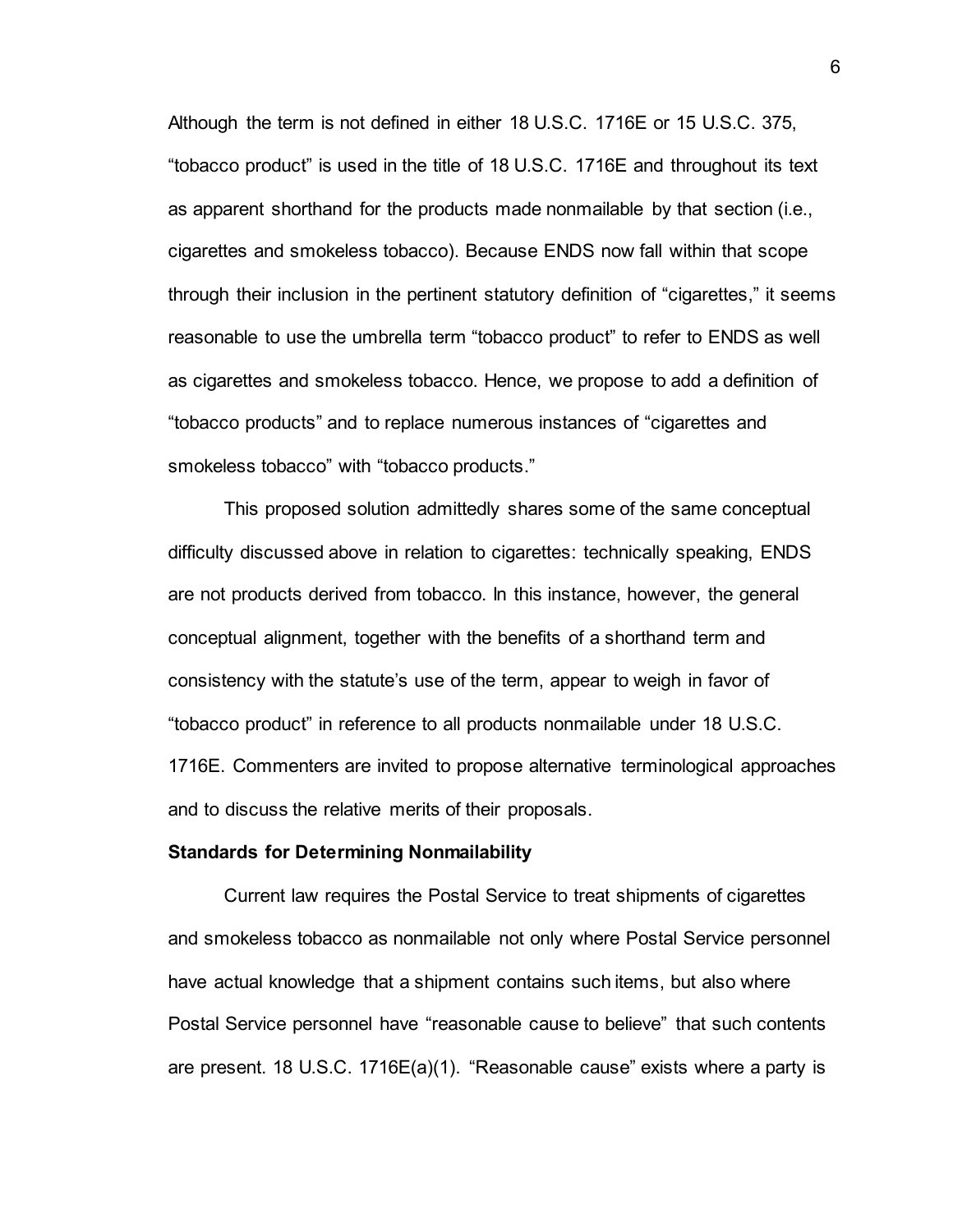Although the term is not defined in either 18 U.S.C. 1716E or 15 U.S.C. 375, "tobacco product" is used in the title of 18 U.S.C. 1716E and throughout its text as apparent shorthand for the products made nonmailable by that section (i.e., cigarettes and smokeless tobacco). Because ENDS now fall within that scope through their inclusion in the pertinent statutory definition of "cigarettes," it seems reasonable to use the umbrella term "tobacco product" to refer to ENDS as well as cigarettes and smokeless tobacco. Hence, we propose to add a definition of "tobacco products" and to replace numerous instances of "cigarettes and smokeless tobacco" with "tobacco products."

This proposed solution admittedly shares some of the same conceptual difficulty discussed above in relation to cigarettes: technically speaking, ENDS are not products derived from tobacco. In this instance, however, the general conceptual alignment, together with the benefits of a shorthand term and consistency with the statute's use of the term, appear to weigh in favor of "tobacco product" in reference to all products nonmailable under 18 U.S.C. 1716E. Commenters are invited to propose alternative terminological approaches and to discuss the relative merits of their proposals.

**Standards for Determining Nonmailability**

Current law requires the Postal Service to treat shipments of cigarettes and smokeless tobacco as nonmailable not only where Postal Service personnel have actual knowledge that a shipment contains such items, but also where Postal Service personnel have "reasonable cause to believe" that such contents are present. 18 U.S.C. 1716E(a)(1). "Reasonable cause" exists where a party is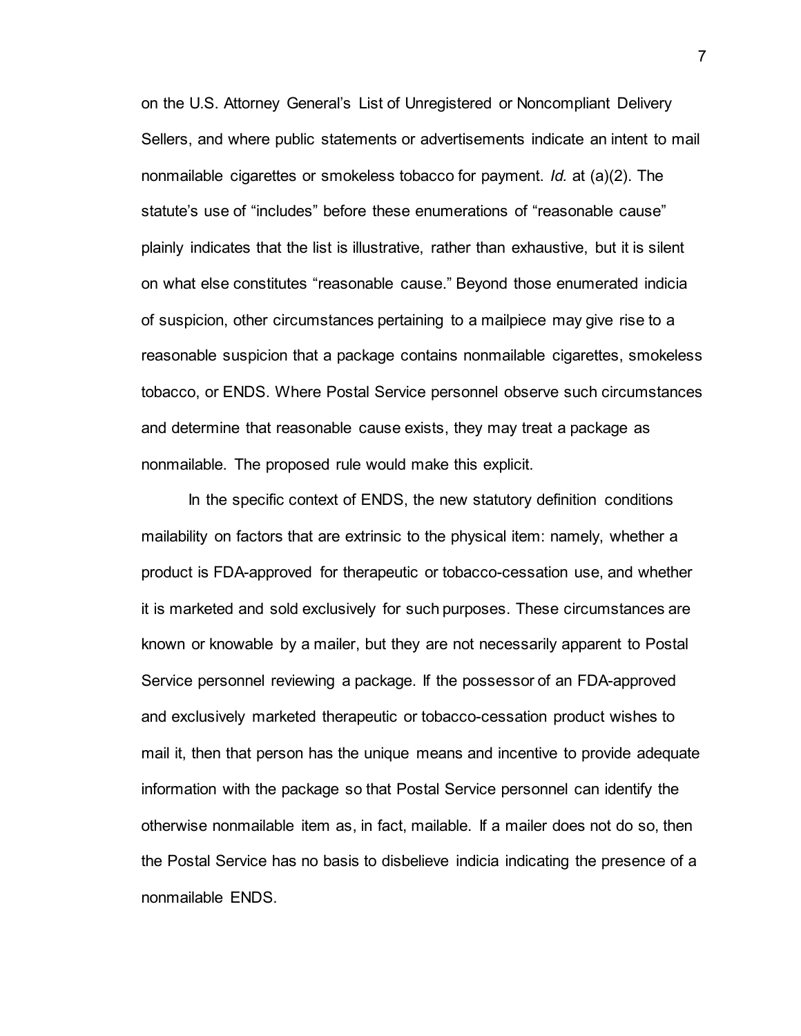on the U.S. Attorney General's List of Unregistered or Noncompliant Delivery Sellers, and where public statements or advertisements indicate an intent to mail nonmailable cigarettes or smokeless tobacco for payment. *Id.* at (a)(2). The statute's use of "includes" before these enumerations of "reasonable cause" plainly indicates that the list is illustrative, rather than exhaustive, but it is silent on what else constitutes "reasonable cause." Beyond those enumerated indicia of suspicion, other circumstances pertaining to a mailpiece may give rise to a reasonable suspicion that a package contains nonmailable cigarettes, smokeless tobacco, or ENDS. Where Postal Service personnel observe such circumstances and determine that reasonable cause exists, they may treat a package as nonmailable. The proposed rule would make this explicit.

In the specific context of ENDS, the new statutory definition conditions mailability on factors that are extrinsic to the physical item: namely, whether a product is FDA-approved for therapeutic or tobacco-cessation use, and whether it is marketed and sold exclusively for such purposes. These circumstances are known or knowable by a mailer, but they are not necessarily apparent to Postal Service personnel reviewing a package. If the possessor of an FDA-approved and exclusively marketed therapeutic or tobacco-cessation product wishes to mail it, then that person has the unique means and incentive to provide adequate information with the package so that Postal Service personnel can identify the otherwise nonmailable item as, in fact, mailable. If a mailer does not do so, then the Postal Service has no basis to disbelieve indicia indicating the presence of a nonmailable ENDS.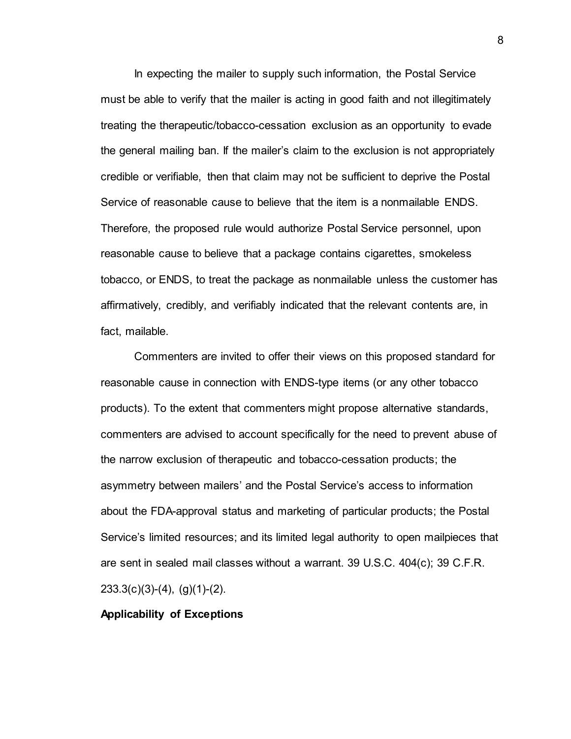In expecting the mailer to supply such information, the Postal Service must be able to verify that the mailer is acting in good faith and not illegitimately treating the therapeutic/tobacco-cessation exclusion as an opportunity to evade the general mailing ban. If the mailer's claim to the exclusion is not appropriately credible or verifiable, then that claim may not be sufficient to deprive the Postal Service of reasonable cause to believe that the item is a nonmailable ENDS. Therefore, the proposed rule would authorize Postal Service personnel, upon reasonable cause to believe that a package contains cigarettes, smokeless tobacco, or ENDS, to treat the package as nonmailable unless the customer has affirmatively, credibly, and verifiably indicated that the relevant contents are, in fact, mailable.

Commenters are invited to offer their views on this proposed standard for reasonable cause in connection with ENDS-type items (or any other tobacco products). To the extent that commenters might propose alternative standards, commenters are advised to account specifically for the need to prevent abuse of the narrow exclusion of therapeutic and tobacco-cessation products; the asymmetry between mailers' and the Postal Service's access to information about the FDA-approval status and marketing of particular products; the Postal Service's limited resources; and its limited legal authority to open mailpieces that are sent in sealed mail classes without a warrant. 39 U.S.C. 404(c); 39 C.F.R. 233.3(c)(3)-(4), (g)(1)-(2).

**Applicability of Exceptions**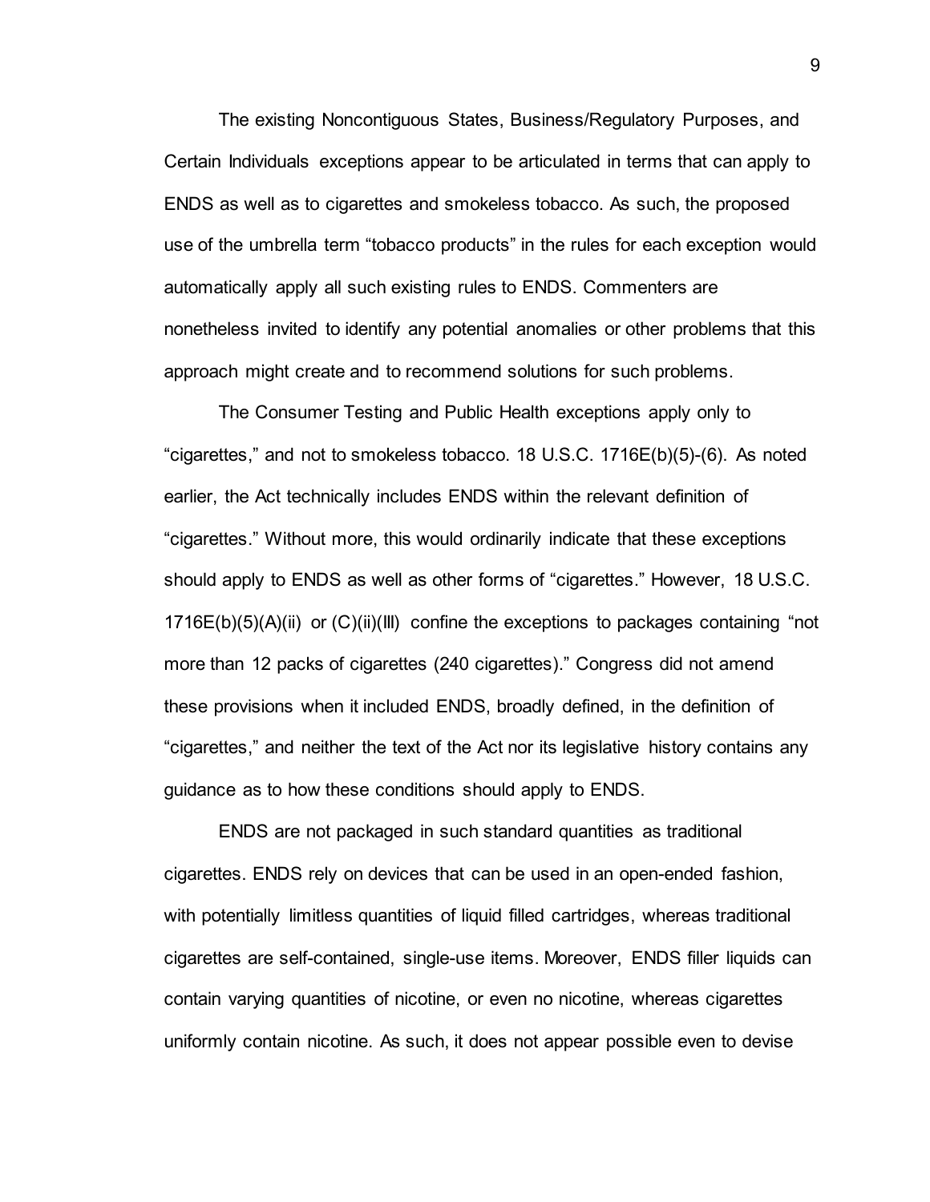The existing Noncontiguous States, Business/Regulatory Purposes, and Certain Individuals exceptions appear to be articulated in terms that can apply to ENDS as well as to cigarettes and smokeless tobacco. As such, the proposed use of the umbrella term "tobacco products" in the rules for each exception would automatically apply all such existing rules to ENDS. Commenters are nonetheless invited to identify any potential anomalies or other problems that this approach might create and to recommend solutions for such problems.

The Consumer Testing and Public Health exceptions apply only to "cigarettes," and not to smokeless tobacco. 18 U.S.C. 1716E(b)(5)-(6). As noted earlier, the Act technically includes ENDS within the relevant definition of "cigarettes." Without more, this would ordinarily indicate that these exceptions should apply to ENDS as well as other forms of "cigarettes." However, 18 U.S.C. 1716E(b)(5)(A)(ii) or (C)(ii)(III) confine the exceptions to packages containing "not more than 12 packs of cigarettes (240 cigarettes)." Congress did not amend these provisions when it included ENDS, broadly defined, in the definition of "cigarettes," and neither the text of the Act nor its legislative history contains any guidance as to how these conditions should apply to ENDS.

ENDS are not packaged in such standard quantities as traditional cigarettes. ENDS rely on devices that can be used in an open-ended fashion, with potentially limitless quantities of liquid filled cartridges, whereas traditional cigarettes are self-contained, single-use items. Moreover, ENDS filler liquids can contain varying quantities of nicotine, or even no nicotine, whereas cigarettes uniformly contain nicotine. As such, it does not appear possible even to devise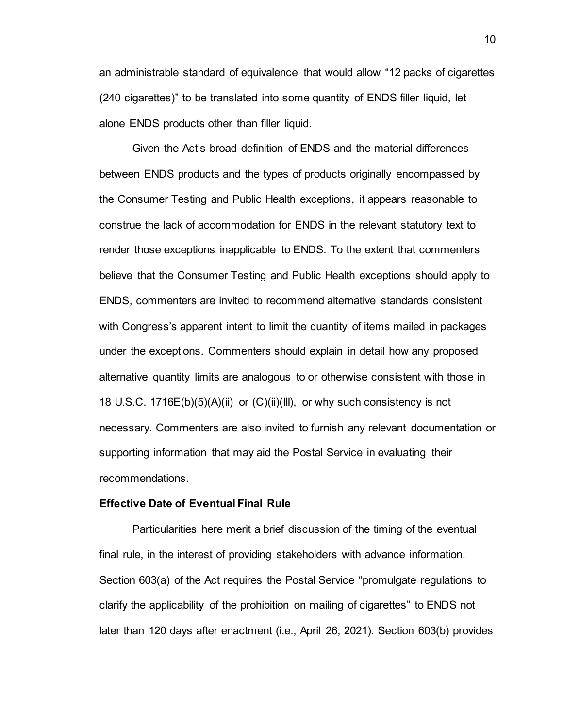an administrable standard of equivalence that would allow "12 packs of cigarettes (240 cigarettes)" to be translated into some quantity of ENDS filler liquid, let alone ENDS products other than filler liquid.

Given the Act's broad definition of ENDS and the material differences between ENDS products and the types of products originally encompassed by the Consumer Testing and Public Health exceptions, it appears reasonable to construe the lack of accommodation for ENDS in the relevant statutory text to render those exceptions inapplicable to ENDS. To the extent that commenters believe that the Consumer Testing and Public Health exceptions should apply to ENDS, commenters are invited to recommend alternative standards consistent with Congress's apparent intent to limit the quantity of items mailed in packages under the exceptions. Commenters should explain in detail how any proposed alternative quantity limits are analogous to or otherwise consistent with those in 18 U.S.C. 1716E(b)(5)(A)(ii) or (C)(ii)(III), or why such consistency is not necessary. Commenters are also invited to furnish any relevant documentation or supporting information that may aid the Postal Service in evaluating their recommendations.

**Effective Date of Eventual Final Rule**

Particularities here merit a brief discussion of the timing of the eventual final rule, in the interest of providing stakeholders with advance information. Section 603(a) of the Act requires the Postal Service "promulgate regulations to clarify the applicability of the prohibition on mailing of cigarettes" to ENDS not later than 120 days after enactment (i.e., April 26, 2021). Section 603(b) provides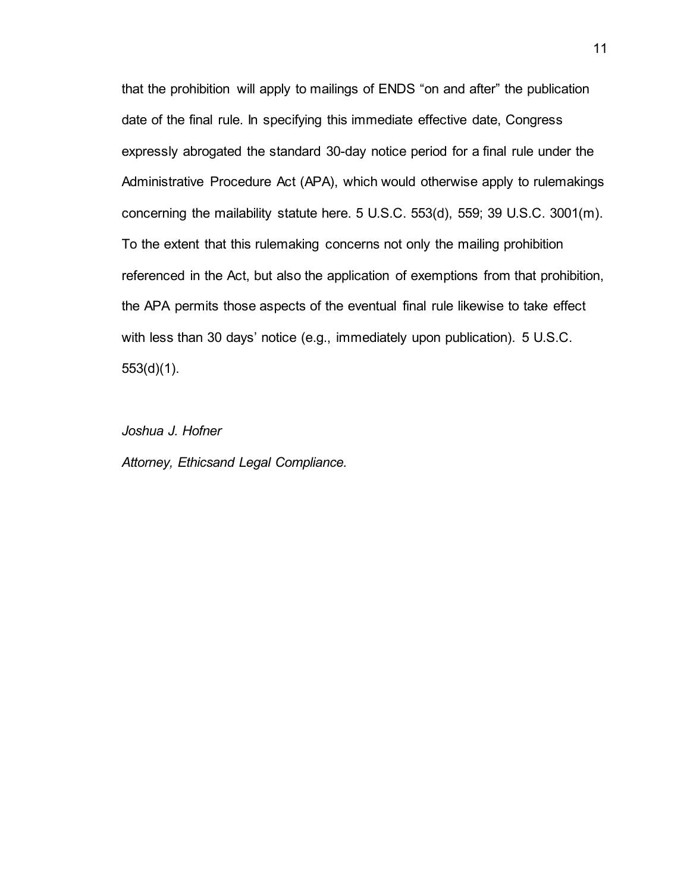that the prohibition will apply to mailings of ENDS “on and after” the publication date of the final rule. In specifying this immediate effective date, Congress expressly abrogated the standard 30-day notice period for a final rule under the Administrative Procedure Act (APA), which would otherwise apply to rulemakings concerning the mailability statute here. 5 U.S.C. 553(d), 559; 39 U.S.C. 3001(m). To the extent that this rulemaking concerns not only the mailing prohibition referenced in the Act, but also the application of exemptions from that prohibition, the APA permits those aspects of the eventual final rule likewise to take effect with less than 30 days’ notice (e.g., immediately upon publication). 5 U.S.C. 553(d)(1).

*Joshua J. Hofner*

*Attorney, Ethicsand Legal Compliance.*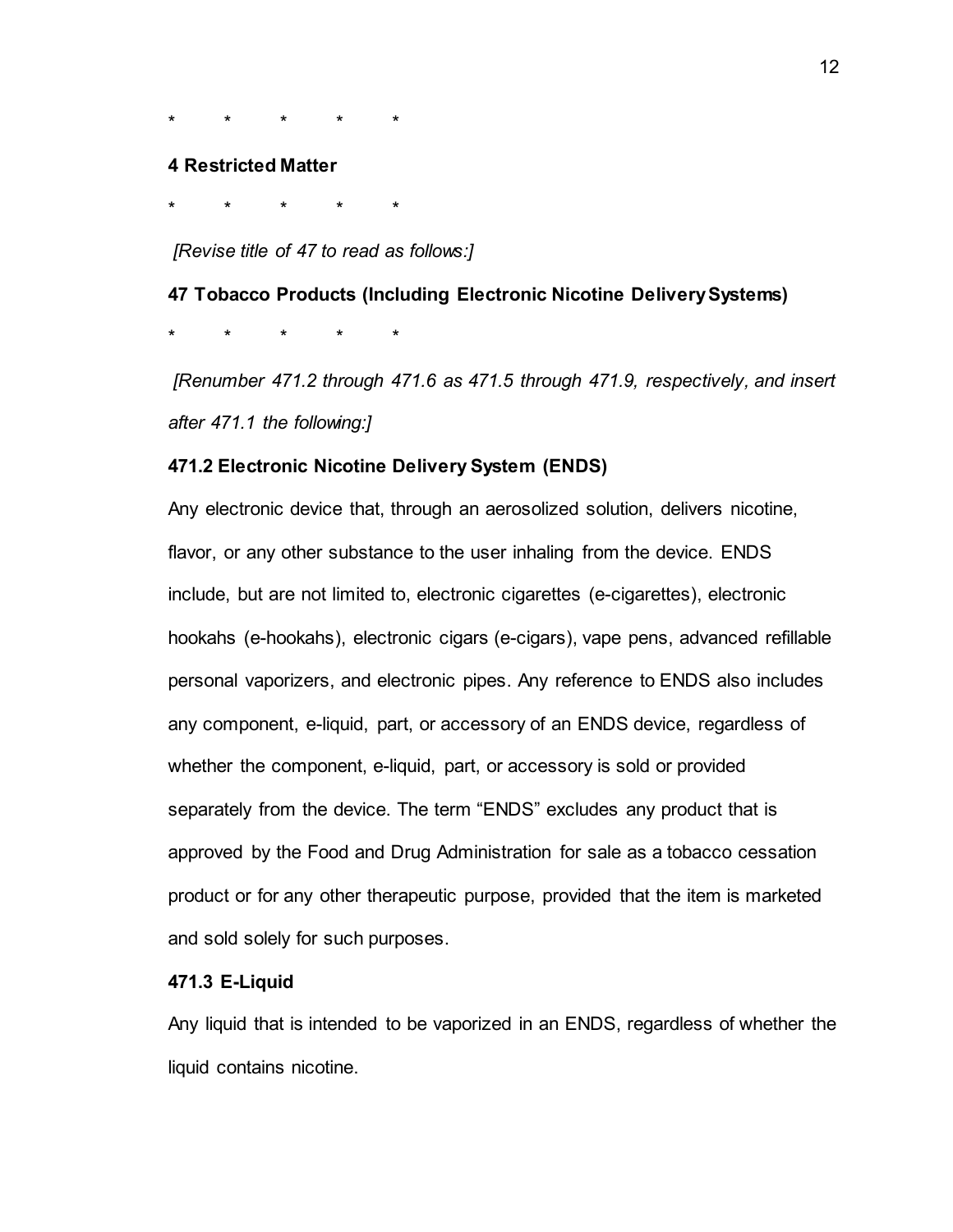*     *     *     *     *

**4 Restricted Matter**

*     *     *     *     *

*[Revise title of 47 to read as follows:]*

**47 Tobacco Products (Including Electronic Nicotine Delivery Systems)**

*     *     *     *     *

*[Renumber 471.2 through 471.6 as 471.5 through 471.9, respectively, and insert after 471.1 the following:]*

**471.2 Electronic Nicotine Delivery System (ENDS)**

Any electronic device that, through an aerosolized solution, delivers nicotine, flavor, or any other substance to the user inhaling from the device. ENDS include, but are not limited to, electronic cigarettes (e-cigarettes), electronic hookahs (e-hookahs), electronic cigars (e-cigars), vape pens, advanced refillable personal vaporizers, and electronic pipes. Any reference to ENDS also includes any component, e-liquid, part, or accessory of an ENDS device, regardless of whether the component, e-liquid, part, or accessory is sold or provided separately from the device. The term "ENDS" excludes any product that is approved by the Food and Drug Administration for sale as a tobacco cessation product or for any other therapeutic purpose, provided that the item is marketed and sold solely for such purposes.

**471.3 E-Liquid**

Any liquid that is intended to be vaporized in an ENDS, regardless of whether the liquid contains nicotine.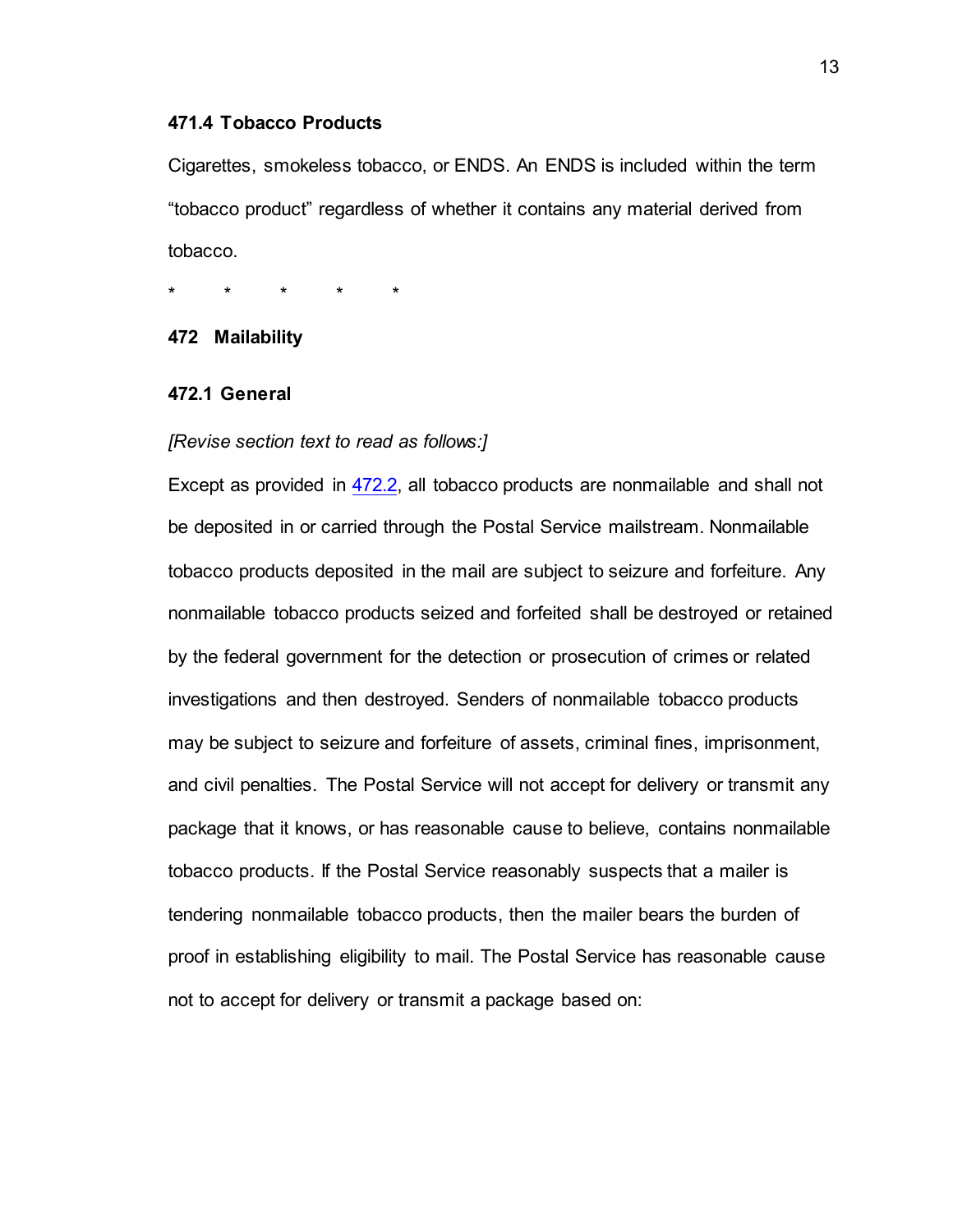**471.4 Tobacco Products**

Cigarettes, smokeless tobacco, or ENDS. An ENDS is included within the term "tobacco product" regardless of whether it contains any material derived from tobacco.

\*       \*       \*       \*       \*

**472 Mailability**

**472.1 General**

*[Revise section text to read as follows:]*

Except as provided in 472.2, all tobacco products are nonmailable and shall not be deposited in or carried through the Postal Service mailstream. Nonmailable tobacco products deposited in the mail are subject to seizure and forfeiture. Any nonmailable tobacco products seized and forfeited shall be destroyed or retained by the federal government for the detection or prosecution of crimes or related investigations and then destroyed. Senders of nonmailable tobacco products may be subject to seizure and forfeiture of assets, criminal fines, imprisonment, and civil penalties. The Postal Service will not accept for delivery or transmit any package that it knows, or has reasonable cause to believe, contains nonmailable tobacco products. If the Postal Service reasonably suspects that a mailer is tendering nonmailable tobacco products, then the mailer bears the burden of proof in establishing eligibility to mail. The Postal Service has reasonable cause not to accept for delivery or transmit a package based on: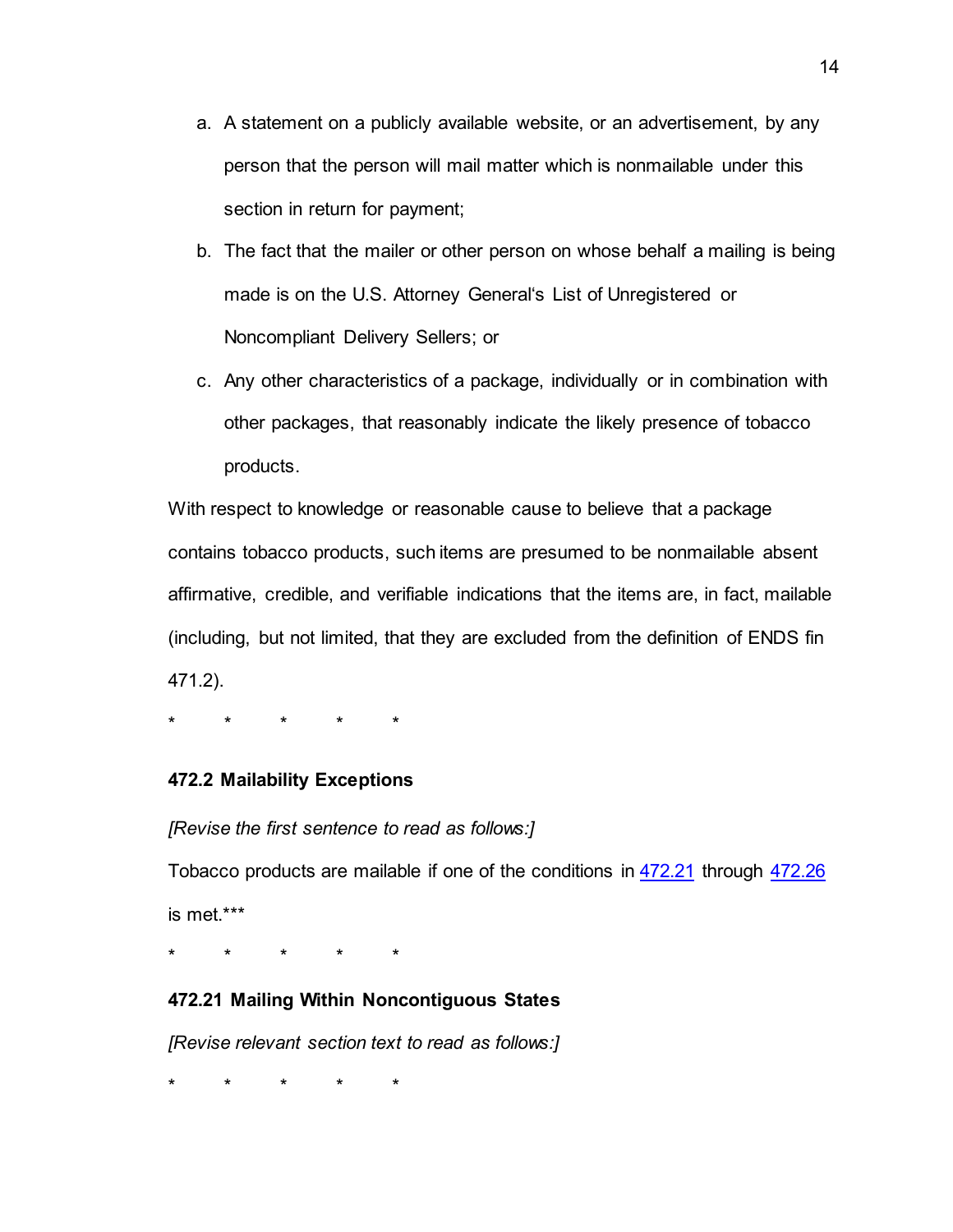a. A statement on a publicly available website, or an advertisement, by any person that the person will mail matter which is nonmailable under this section in return for payment;

b. The fact that the mailer or other person on whose behalf a mailing is being made is on the U.S. Attorney General's List of Unregistered or Noncompliant Delivery Sellers; or

c. Any other characteristics of a package, individually or in combination with other packages, that reasonably indicate the likely presence of tobacco products.

With respect to knowledge or reasonable cause to believe that a package contains tobacco products, such items are presumed to be nonmailable absent affirmative, credible, and verifiable indications that the items are, in fact, mailable (including, but not limited, that they are excluded from the definition of ENDS fin 471.2).

\* \* \* \* \*

**472.2 Mailability Exceptions**

*[Revise the first sentence to read as follows:]*

Tobacco products are mailable if one of the conditions in 472.21 through 472.26 is met.***

\* \* \* \* \*

**472.21 Mailing Within Noncontiguous States**

*[Revise relevant section text to read as follows:]*

\* \* \* \* \*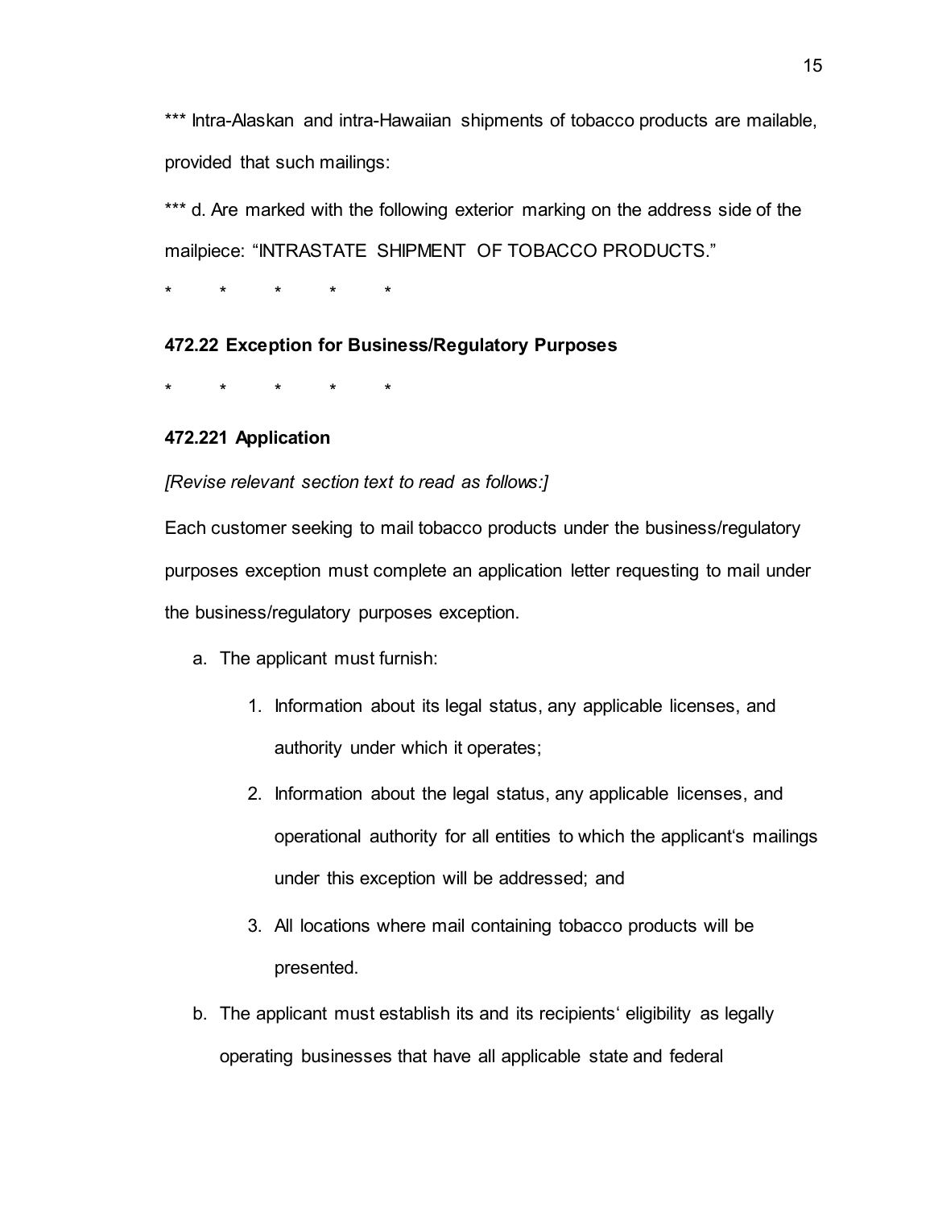*** Intra-Alaskan and intra-Hawaiian shipments of tobacco products are mailable, provided that such mailings:

*** d. Are marked with the following exterior marking on the address side of the mailpiece: "INTRASTATE SHIPMENT OF TOBACCO PRODUCTS."

\*     \*     \*     \*     \*

**472.22 Exception for Business/Regulatory Purposes**

\*     \*     \*     \*     \*

**472.221 Application**

*[Revise relevant section text to read as follows:]*

Each customer seeking to mail tobacco products under the business/regulatory purposes exception must complete an application letter requesting to mail under the business/regulatory purposes exception.

a. The applicant must furnish:

    1. Information about its legal status, any applicable licenses, and authority under which it operates;

    2. Information about the legal status, any applicable licenses, and operational authority for all entities to which the applicant's mailings under this exception will be addressed; and

    3. All locations where mail containing tobacco products will be presented.

b. The applicant must establish its and its recipients' eligibility as legally operating businesses that have all applicable state and federal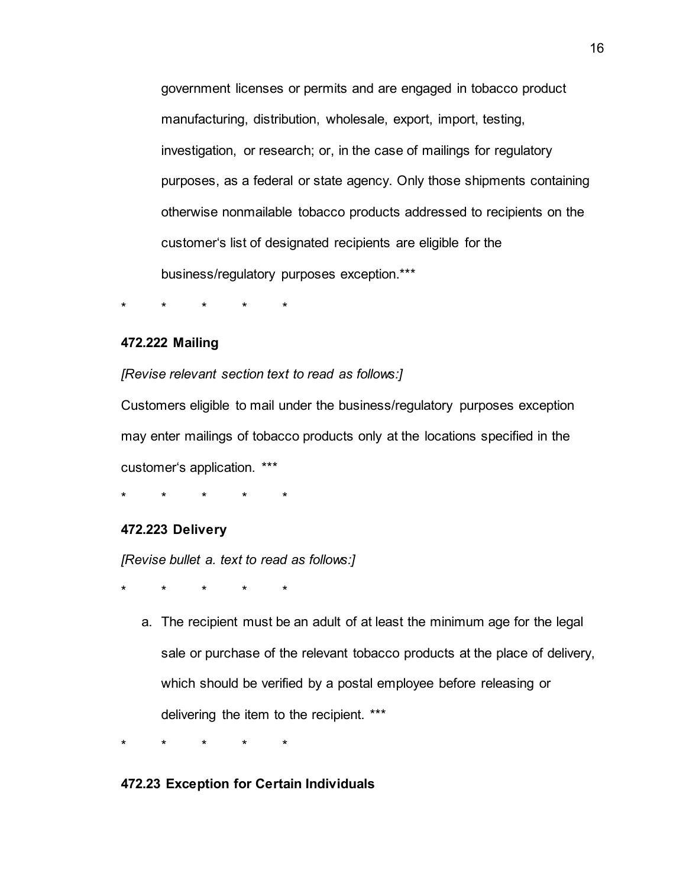government licenses or permits and are engaged in tobacco product manufacturing, distribution, wholesale, export, import, testing, investigation, or research; or, in the case of mailings for regulatory purposes, as a federal or state agency. Only those shipments containing otherwise nonmailable tobacco products addressed to recipients on the customer's list of designated recipients are eligible for the business/regulatory purposes exception.***

\*     \*     \*     \*     \*

**472.222 Mailing**

*[Revise relevant section text to read as follows:]*

Customers eligible to mail under the business/regulatory purposes exception may enter mailings of tobacco products only at the locations specified in the customer's application. ***

\*     \*     \*     \*     \*

**472.223 Delivery**

*[Revise bullet a. text to read as follows:]*

\*     \*     \*     \*     \*

a. The recipient must be an adult of at least the minimum age for the legal sale or purchase of the relevant tobacco products at the place of delivery, which should be verified by a postal employee before releasing or delivering the item to the recipient. ***

\*     \*     \*     \*     \*

**472.23 Exception for Certain Individuals**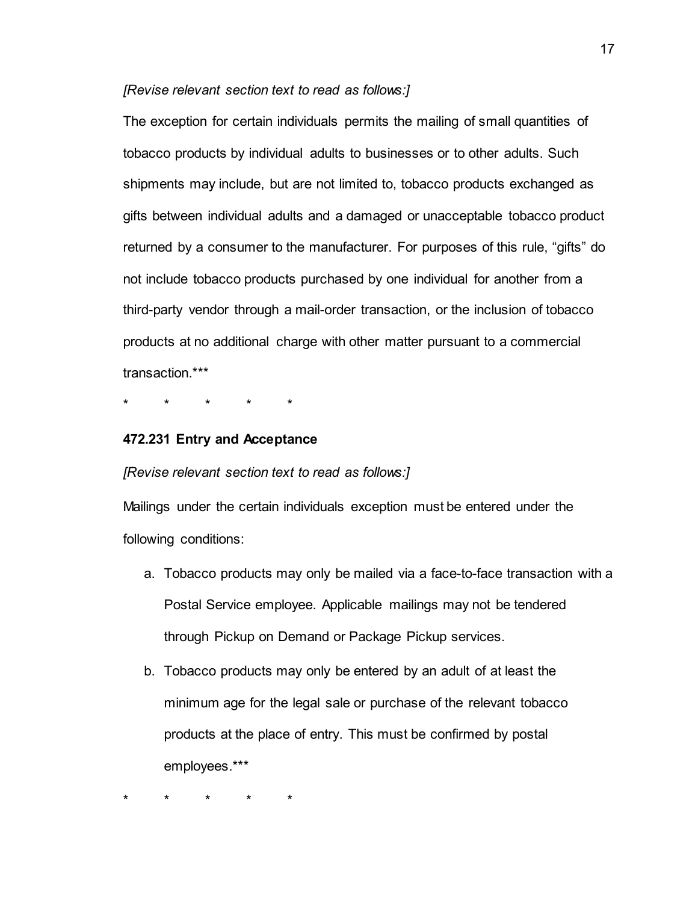*[Revise relevant section text to read as follows:]*

The exception for certain individuals permits the mailing of small quantities of tobacco products by individual adults to businesses or to other adults. Such shipments may include, but are not limited to, tobacco products exchanged as gifts between individual adults and a damaged or unacceptable tobacco product returned by a consumer to the manufacturer. For purposes of this rule, "gifts" do not include tobacco products purchased by one individual for another from a third-party vendor through a mail-order transaction, or the inclusion of tobacco products at no additional charge with other matter pursuant to a commercial transaction.***

\* \* \* \* \*

**472.231 Entry and Acceptance**

*[Revise relevant section text to read as follows:]*

Mailings under the certain individuals exception must be entered under the following conditions:

a. Tobacco products may only be mailed via a face-to-face transaction with a Postal Service employee. Applicable mailings may not be tendered through Pickup on Demand or Package Pickup services.

b. Tobacco products may only be entered by an adult of at least the minimum age for the legal sale or purchase of the relevant tobacco products at the place of entry. This must be confirmed by postal employees.***

\* \* \* \* \*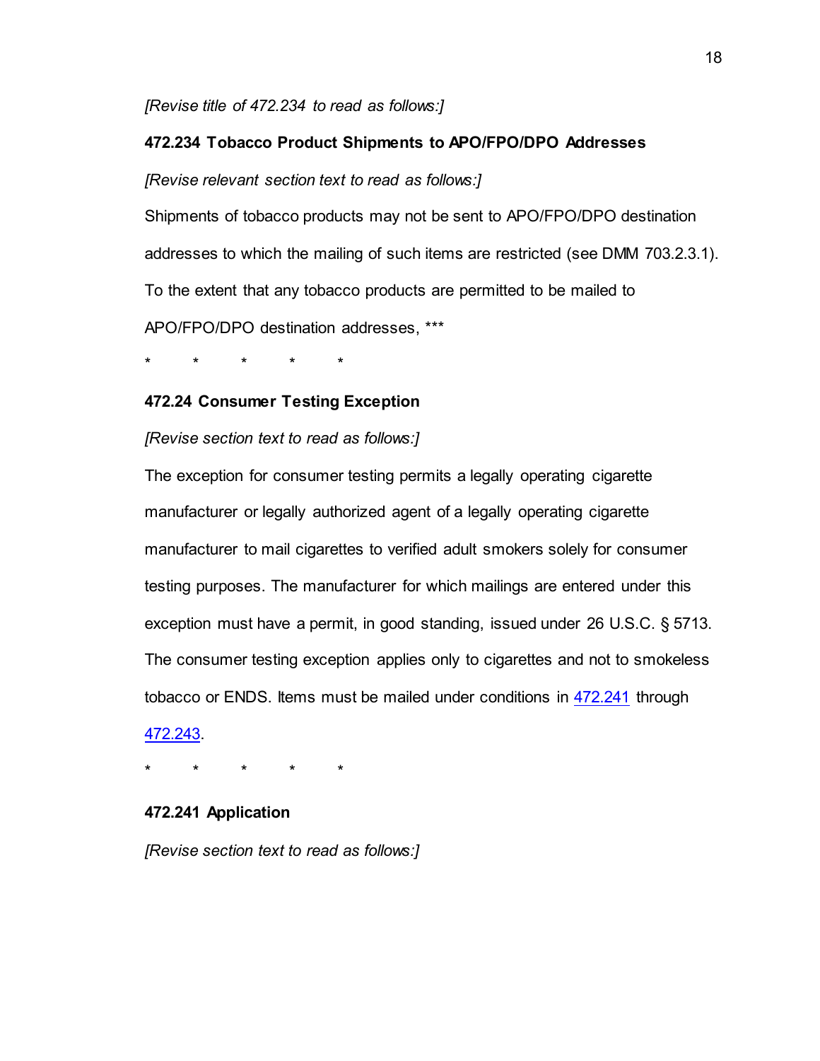*[Revise title of 472.234 to read as follows:]*

**472.234 Tobacco Product Shipments to APO/FPO/DPO Addresses**

*[Revise relevant section text to read as follows:]*

Shipments of tobacco products may not be sent to APO/FPO/DPO destination addresses to which the mailing of such items are restricted (see DMM 703.2.3.1). To the extent that any tobacco products are permitted to be mailed to APO/FPO/DPO destination addresses, ***

\* \* \* \* \*

**472.24 Consumer Testing Exception**

*[Revise section text to read as follows:]*

The exception for consumer testing permits a legally operating cigarette manufacturer or legally authorized agent of a legally operating cigarette manufacturer to mail cigarettes to verified adult smokers solely for consumer testing purposes. The manufacturer for which mailings are entered under this exception must have a permit, in good standing, issued under 26 U.S.C. § 5713. The consumer testing exception applies only to cigarettes and not to smokeless tobacco or ENDS. Items must be mailed under conditions in 472.241 through 472.243.

\* \* \* \* \*

**472.241 Application**

*[Revise section text to read as follows:]*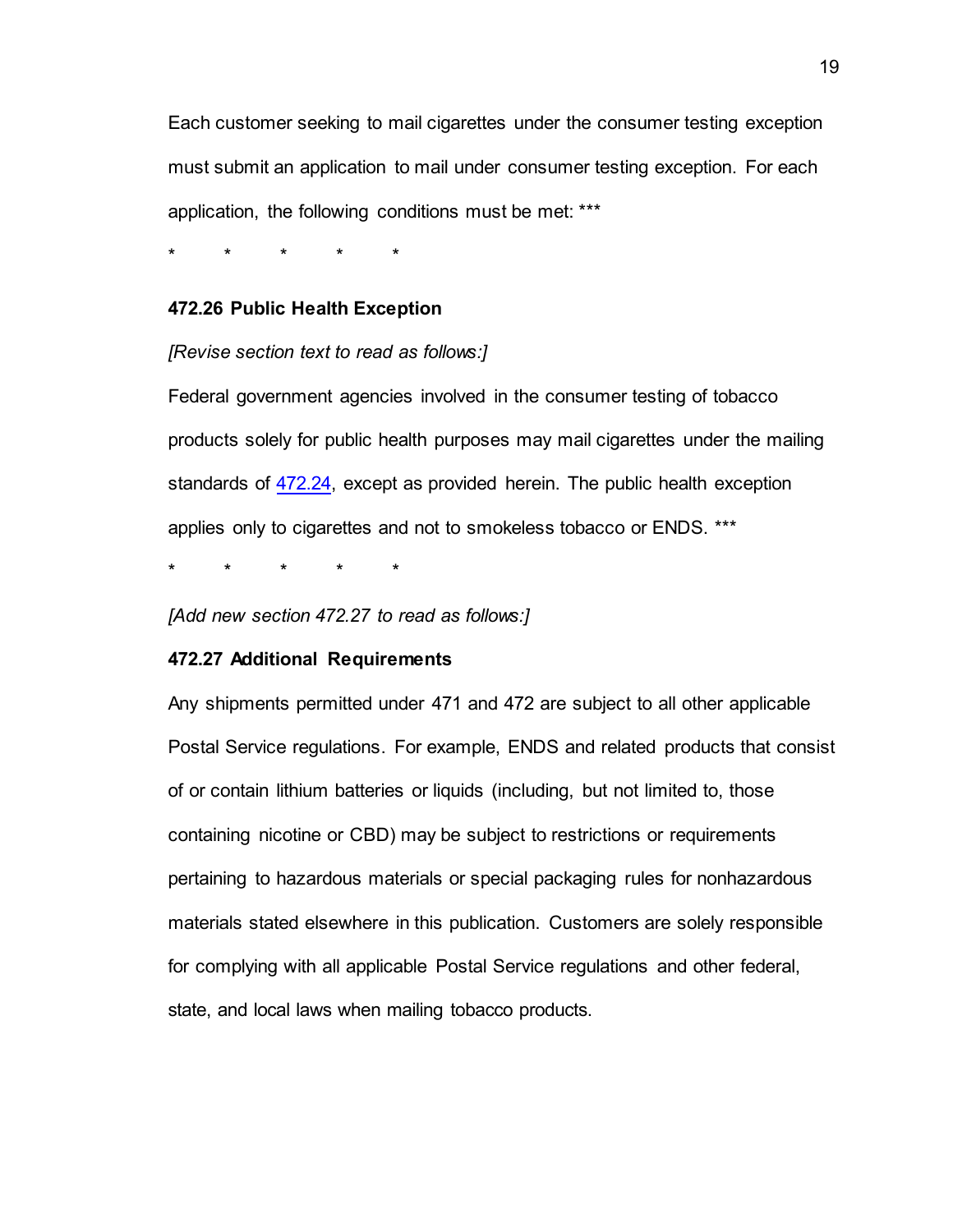Each customer seeking to mail cigarettes under the consumer testing exception must submit an application to mail under consumer testing exception. For each application, the following conditions must be met: ***

\*     \*     \*     \*     \*

**472.26 Public Health Exception**

*[Revise section text to read as follows:]*

Federal government agencies involved in the consumer testing of tobacco products solely for public health purposes may mail cigarettes under the mailing standards of 472.24, except as provided herein. The public health exception applies only to cigarettes and not to smokeless tobacco or ENDS. ***

\*     \*     \*     \*     \*

*[Add new section 472.27 to read as follows:]*

**472.27 Additional Requirements**

Any shipments permitted under 471 and 472 are subject to all other applicable Postal Service regulations. For example, ENDS and related products that consist of or contain lithium batteries or liquids (including, but not limited to, those containing nicotine or CBD) may be subject to restrictions or requirements pertaining to hazardous materials or special packaging rules for nonhazardous materials stated elsewhere in this publication. Customers are solely responsible for complying with all applicable Postal Service regulations and other federal, state, and local laws when mailing tobacco products.